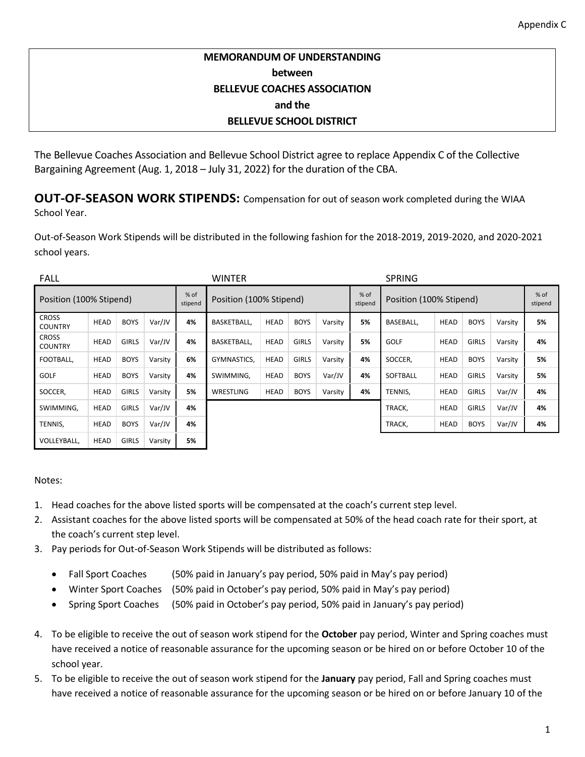Appendix C

**MEMORANDUM OF UNDERSTANDING**
**between**
**BELLEVUE COACHES ASSOCIATION**
**and the**
**BELLEVUE SCHOOL DISTRICT**

The Bellevue Coaches Association and Bellevue School District agree to replace Appendix C of the Collective Bargaining Agreement (Aug. 1, 2018 – July 31, 2022) for the duration of the CBA.

## OUT-OF-SEASON WORK STIPENDS: Compensation for out of season work completed during the WIAA School Year.

Out-of-Season Work Stipends will be distributed in the following fashion for the 2018-2019, 2019-2020, and 2020-2021 school years.

**FALL**

| Position (100% Stipend) | | | | % of stipend |
|---|---|---|---|---|
| CROSS COUNTRY | HEAD | BOYS | Var/JV | **4%** |
| CROSS COUNTRY | HEAD | GIRLS | Var/JV | **4%** |
| FOOTBALL, | HEAD | BOYS | Varsity | **6%** |
| GOLF | HEAD | BOYS | Varsity | **4%** |
| SOCCER, | HEAD | GIRLS | Varsity | **5%** |
| SWIMMING, | HEAD | GIRLS | Var/JV | **4%** |
| TENNIS, | HEAD | BOYS | Var/JV | **4%** |
| VOLLEYBALL, | HEAD | GIRLS | Varsity | **5%** |

**WINTER**

| Position (100% Stipend) | | | | % of stipend |
|---|---|---|---|---|
| BASKETBALL, | HEAD | BOYS | Varsity | **5%** |
| BASKETBALL, | HEAD | GIRLS | Varsity | **5%** |
| GYMNASTICS, | HEAD | GIRLS | Varsity | **4%** |
| SWIMMING, | HEAD | BOYS | Var/JV | **4%** |
| WRESTLING | HEAD | BOYS | Varsity | **4%** |

**SPRING**

| Position (100% Stipend) | | | | % of stipend |
|---|---|---|---|---|
| BASEBALL, | HEAD | BOYS | Varsity | **5%** |
| GOLF | HEAD | GIRLS | Varsity | **4%** |
| SOCCER, | HEAD | BOYS | Varsity | **5%** |
| SOFTBALL | HEAD | GIRLS | Varsity | **5%** |
| TENNIS, | HEAD | GIRLS | Var/JV | **4%** |
| TRACK, | HEAD | GIRLS | Var/JV | **4%** |
| TRACK, | HEAD | BOYS | Var/JV | **4%** |

Notes:

1. Head coaches for the above listed sports will be compensated at the coach's current step level.
2. Assistant coaches for the above listed sports will be compensated at 50% of the head coach rate for their sport, at the coach's current step level.
3. Pay periods for Out-of-Season Work Stipends will be distributed as follows:
   - Fall Sport Coaches (50% paid in January's pay period, 50% paid in May's pay period)
   - Winter Sport Coaches (50% paid in October's pay period, 50% paid in May's pay period)
   - Spring Sport Coaches (50% paid in October's pay period, 50% paid in January's pay period)
4. To be eligible to receive the out of season work stipend for the **October** pay period, Winter and Spring coaches must have received a notice of reasonable assurance for the upcoming season or be hired on or before October 10 of the school year.
5. To be eligible to receive the out of season work stipend for the **January** pay period, Fall and Spring coaches must have received a notice of reasonable assurance for the upcoming season or be hired on or before January 10 of the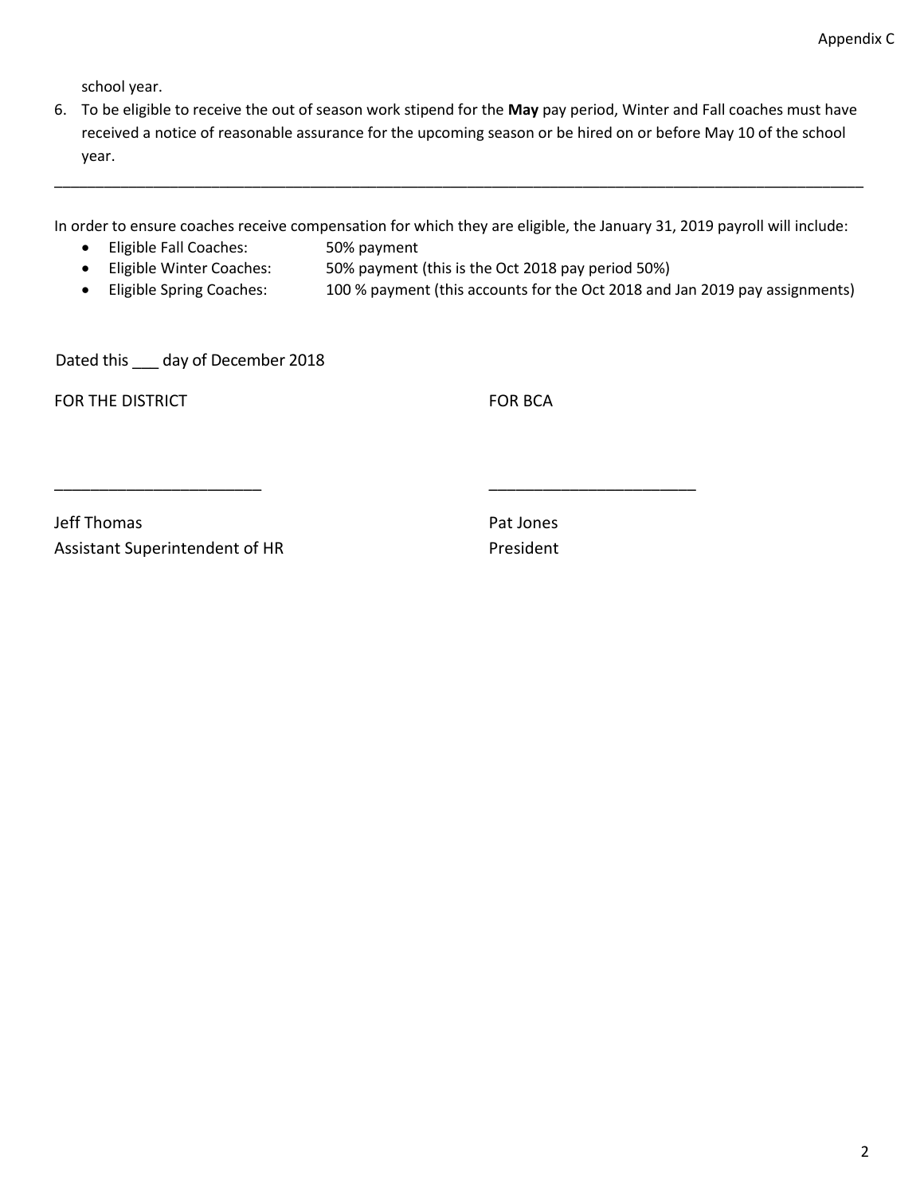school year.

6. To be eligible to receive the out of season work stipend for the **May** pay period, Winter and Fall coaches must have received a notice of reasonable assurance for the upcoming season or be hired on or before May 10 of the school year.

---

In order to ensure coaches receive compensation for which they are eligible, the January 31, 2019 payroll will include:

- Eligible Fall Coaches: 50% payment
- Eligible Winter Coaches: 50% payment (this is the Oct 2018 pay period 50%)
- Eligible Spring Coaches: 100 % payment (this accounts for the Oct 2018 and Jan 2019 pay assignments)

Dated this ___ day of December 2018

FOR THE DISTRICT

________________________

Jeff Thomas
Assistant Superintendent of HR

FOR BCA

________________________

Pat Jones
President